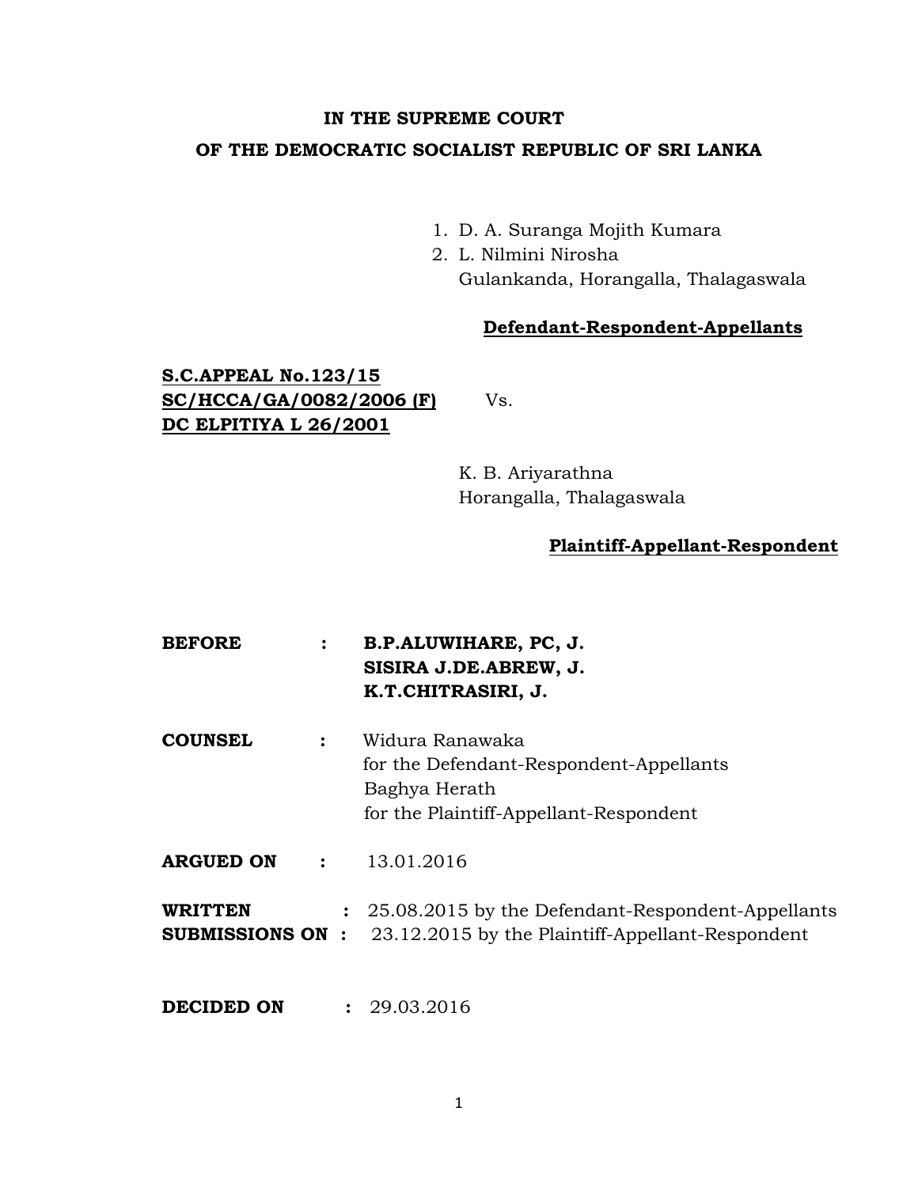**IN THE SUPREME COURT**

**OF THE DEMOCRATIC SOCIALIST REPUBLIC OF SRI LANKA**

1. D. A. Suranga Mojith Kumara
2. L. Nilmini Nirosha
   Gulankanda, Horangalla, Thalagaswala

**Defendant-Respondent-Appellants**

**S.C.APPEAL No.123/15**
**SC/HCCA/GA/0082/2006 (F)**
**DC ELPITIYA L 26/2001**

Vs.

K. B. Ariyarathna
Horangalla, Thalagaswala

**Plaintiff-Appellant-Respondent**

**BEFORE** : **B.P.ALUWIHARE, PC, J.**
**SISIRA J.DE.ABREW, J.**
**K.T.CHITRASIRI, J.**

**COUNSEL** : Widura Ranawaka
for the Defendant-Respondent-Appellants
Baghya Herath
for the Plaintiff-Appellant-Respondent

**ARGUED ON** : 13.01.2016

**WRITTEN SUBMISSIONS ON** : 25.08.2015 by the Defendant-Respondent-Appellants
23.12.2015 by the Plaintiff-Appellant-Respondent

**DECIDED ON** : 29.03.2016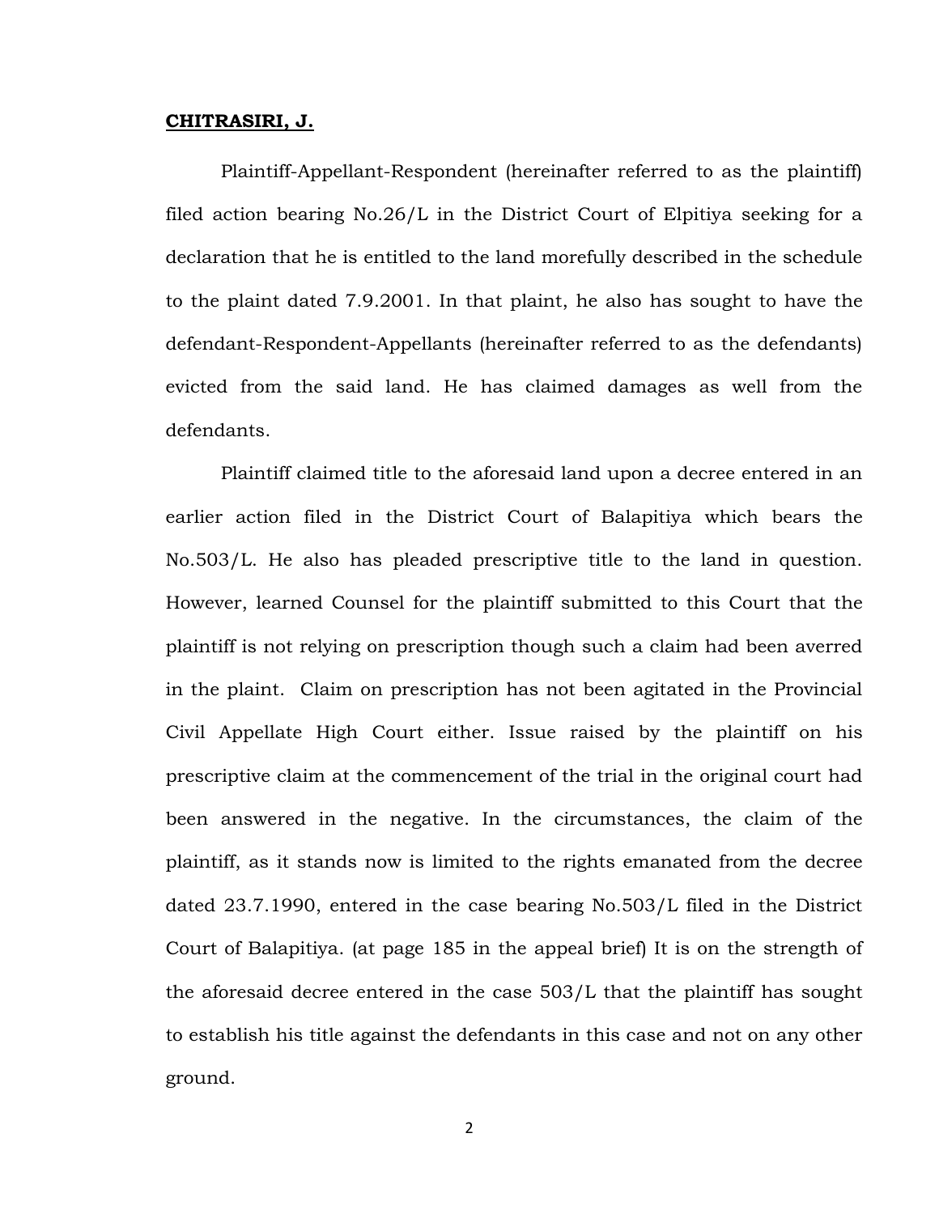**CHITRASIRI, J.**

Plaintiff-Appellant-Respondent (hereinafter referred to as the plaintiff) filed action bearing No.26/L in the District Court of Elpitiya seeking for a declaration that he is entitled to the land morefully described in the schedule to the plaint dated 7.9.2001. In that plaint, he also has sought to have the defendant-Respondent-Appellants (hereinafter referred to as the defendants) evicted from the said land. He has claimed damages as well from the defendants.

Plaintiff claimed title to the aforesaid land upon a decree entered in an earlier action filed in the District Court of Balapitiya which bears the No.503/L. He also has pleaded prescriptive title to the land in question. However, learned Counsel for the plaintiff submitted to this Court that the plaintiff is not relying on prescription though such a claim had been averred in the plaint. Claim on prescription has not been agitated in the Provincial Civil Appellate High Court either. Issue raised by the plaintiff on his prescriptive claim at the commencement of the trial in the original court had been answered in the negative. In the circumstances, the claim of the plaintiff, as it stands now is limited to the rights emanated from the decree dated 23.7.1990, entered in the case bearing No.503/L filed in the District Court of Balapitiya. (at page 185 in the appeal brief) It is on the strength of the aforesaid decree entered in the case 503/L that the plaintiff has sought to establish his title against the defendants in this case and not on any other ground.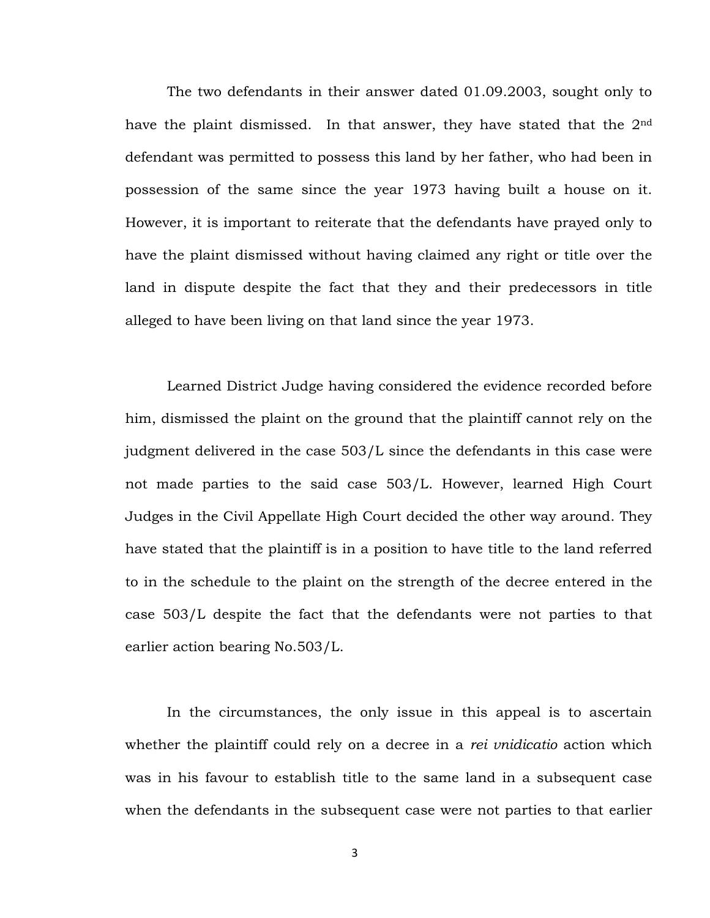The two defendants in their answer dated 01.09.2003, sought only to have the plaint dismissed. In that answer, they have stated that the 2nd defendant was permitted to possess this land by her father, who had been in possession of the same since the year 1973 having built a house on it. However, it is important to reiterate that the defendants have prayed only to have the plaint dismissed without having claimed any right or title over the land in dispute despite the fact that they and their predecessors in title alleged to have been living on that land since the year 1973.

Learned District Judge having considered the evidence recorded before him, dismissed the plaint on the ground that the plaintiff cannot rely on the judgment delivered in the case 503/L since the defendants in this case were not made parties to the said case 503/L. However, learned High Court Judges in the Civil Appellate High Court decided the other way around. They have stated that the plaintiff is in a position to have title to the land referred to in the schedule to the plaint on the strength of the decree entered in the case 503/L despite the fact that the defendants were not parties to that earlier action bearing No.503/L.

In the circumstances, the only issue in this appeal is to ascertain whether the plaintiff could rely on a decree in a *rei vnidicatio* action which was in his favour to establish title to the same land in a subsequent case when the defendants in the subsequent case were not parties to that earlier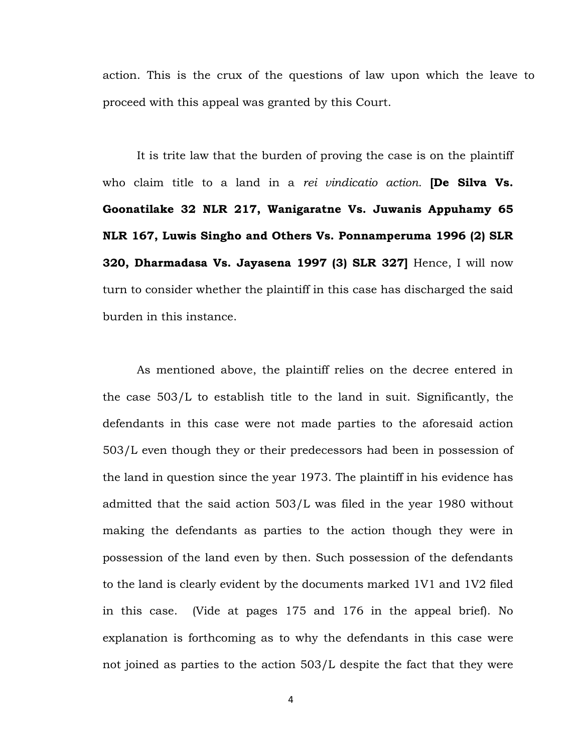action. This is the crux of the questions of law upon which the leave to proceed with this appeal was granted by this Court.

It is trite law that the burden of proving the case is on the plaintiff who claim title to a land in a *rei vindicatio action*. **[De Silva Vs. Goonatilake 32 NLR 217, Wanigaratne Vs. Juwanis Appuhamy 65 NLR 167, Luwis Singho and Others Vs. Ponnamperuma 1996 (2) SLR 320, Dharmadasa Vs. Jayasena 1997 (3) SLR 327]** Hence, I will now turn to consider whether the plaintiff in this case has discharged the said burden in this instance.

As mentioned above, the plaintiff relies on the decree entered in the case 503/L to establish title to the land in suit. Significantly, the defendants in this case were not made parties to the aforesaid action 503/L even though they or their predecessors had been in possession of the land in question since the year 1973. The plaintiff in his evidence has admitted that the said action 503/L was filed in the year 1980 without making the defendants as parties to the action though they were in possession of the land even by then. Such possession of the defendants to the land is clearly evident by the documents marked 1V1 and 1V2 filed in this case. (Vide at pages 175 and 176 in the appeal brief). No explanation is forthcoming as to why the defendants in this case were not joined as parties to the action 503/L despite the fact that they were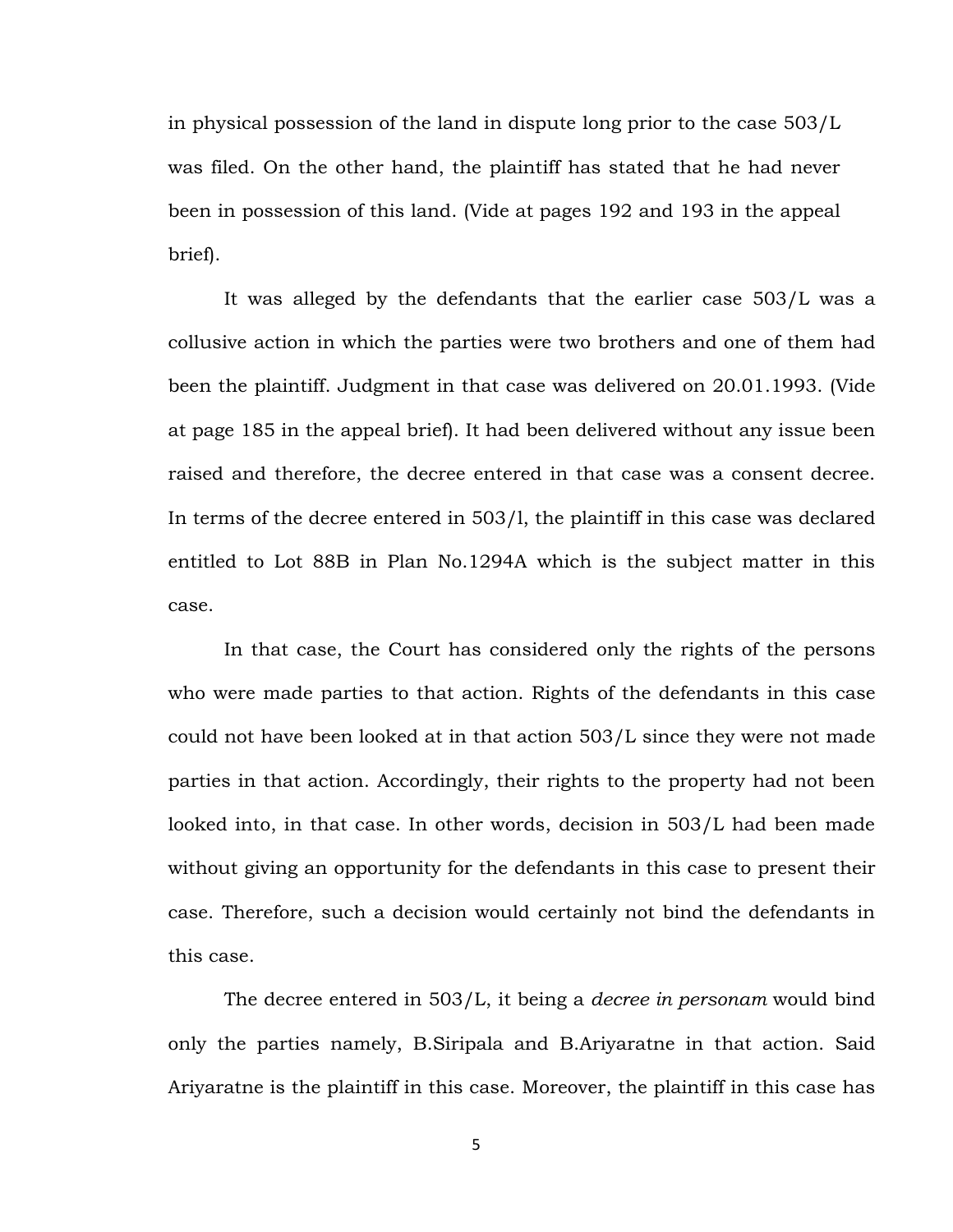in physical possession of the land in dispute long prior to the case 503/L was filed. On the other hand, the plaintiff has stated that he had never been in possession of this land. (Vide at pages 192 and 193 in the appeal brief).

It was alleged by the defendants that the earlier case 503/L was a collusive action in which the parties were two brothers and one of them had been the plaintiff. Judgment in that case was delivered on 20.01.1993. (Vide at page 185 in the appeal brief). It had been delivered without any issue been raised and therefore, the decree entered in that case was a consent decree. In terms of the decree entered in 503/l, the plaintiff in this case was declared entitled to Lot 88B in Plan No.1294A which is the subject matter in this case.

In that case, the Court has considered only the rights of the persons who were made parties to that action. Rights of the defendants in this case could not have been looked at in that action 503/L since they were not made parties in that action. Accordingly, their rights to the property had not been looked into, in that case. In other words, decision in 503/L had been made without giving an opportunity for the defendants in this case to present their case. Therefore, such a decision would certainly not bind the defendants in this case.

The decree entered in 503/L, it being a *decree in personam* would bind only the parties namely, B.Siripala and B.Ariyaratne in that action. Said Ariyaratne is the plaintiff in this case. Moreover, the plaintiff in this case has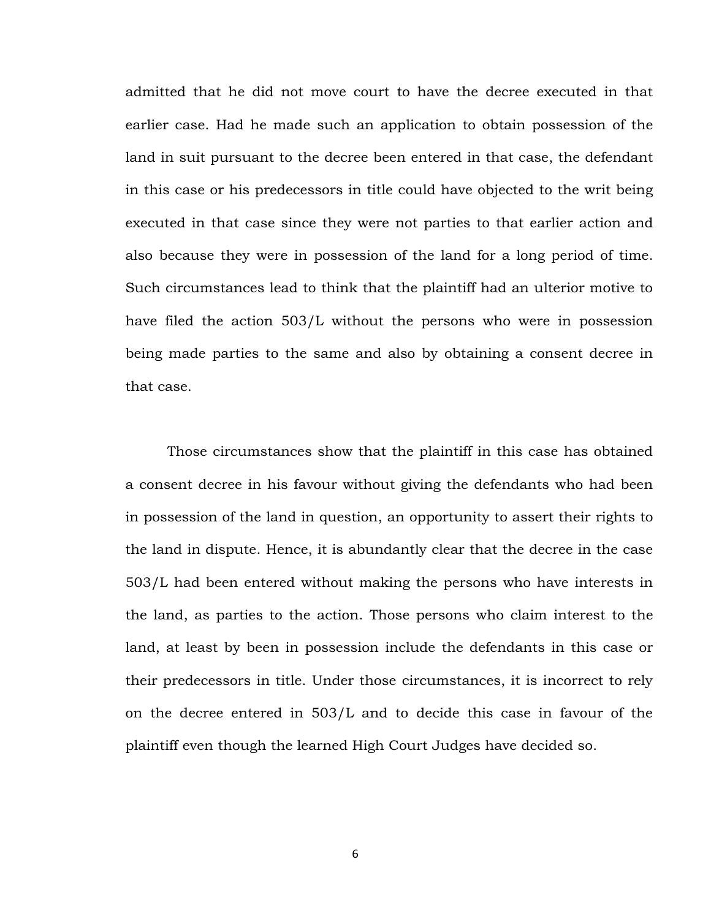admitted that he did not move court to have the decree executed in that earlier case. Had he made such an application to obtain possession of the land in suit pursuant to the decree been entered in that case, the defendant in this case or his predecessors in title could have objected to the writ being executed in that case since they were not parties to that earlier action and also because they were in possession of the land for a long period of time. Such circumstances lead to think that the plaintiff had an ulterior motive to have filed the action 503/L without the persons who were in possession being made parties to the same and also by obtaining a consent decree in that case.

Those circumstances show that the plaintiff in this case has obtained a consent decree in his favour without giving the defendants who had been in possession of the land in question, an opportunity to assert their rights to the land in dispute. Hence, it is abundantly clear that the decree in the case 503/L had been entered without making the persons who have interests in the land, as parties to the action. Those persons who claim interest to the land, at least by been in possession include the defendants in this case or their predecessors in title. Under those circumstances, it is incorrect to rely on the decree entered in 503/L and to decide this case in favour of the plaintiff even though the learned High Court Judges have decided so.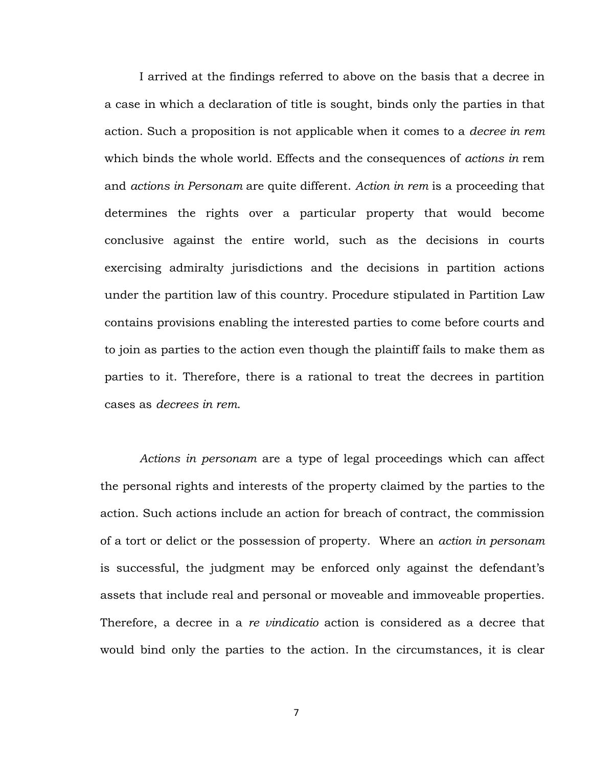I arrived at the findings referred to above on the basis that a decree in a case in which a declaration of title is sought, binds only the parties in that action. Such a proposition is not applicable when it comes to a *decree in rem* which binds the whole world. Effects and the consequences of *actions in* rem and *actions in Personam* are quite different. *Action in rem* is a proceeding that determines the rights over a particular property that would become conclusive against the entire world, such as the decisions in courts exercising admiralty jurisdictions and the decisions in partition actions under the partition law of this country. Procedure stipulated in Partition Law contains provisions enabling the interested parties to come before courts and to join as parties to the action even though the plaintiff fails to make them as parties to it. Therefore, there is a rational to treat the decrees in partition cases as *decrees in rem*.

*Actions in personam* are a type of legal proceedings which can affect the personal rights and interests of the property claimed by the parties to the action. Such actions include an action for breach of contract, the commission of a tort or delict or the possession of property. Where an *action in personam* is successful, the judgment may be enforced only against the defendant's assets that include real and personal or moveable and immoveable properties. Therefore, a decree in a *re vindicatio* action is considered as a decree that would bind only the parties to the action. In the circumstances, it is clear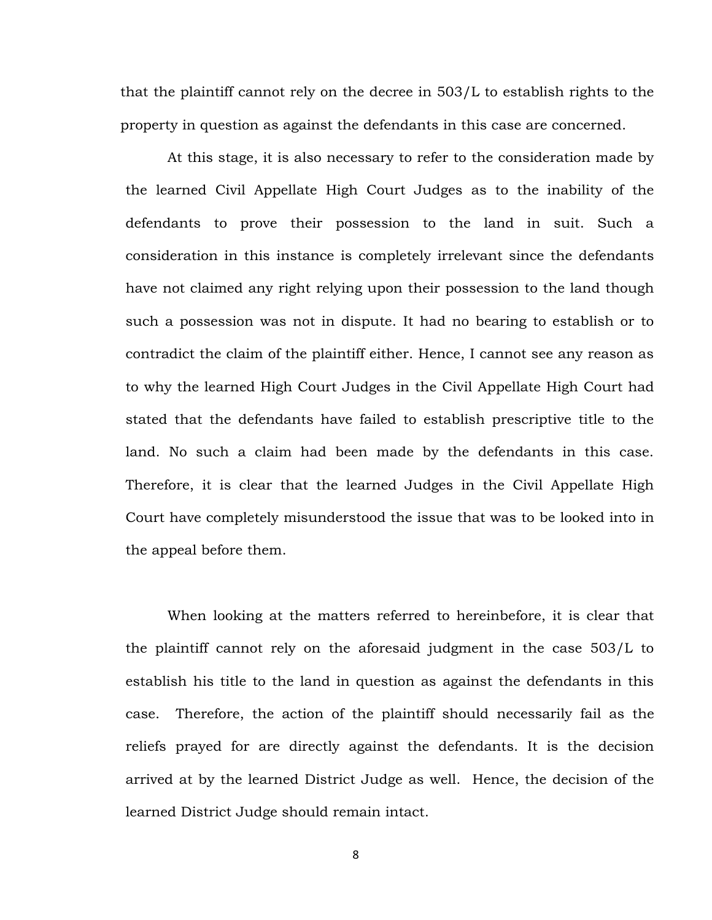that the plaintiff cannot rely on the decree in 503/L to establish rights to the property in question as against the defendants in this case are concerned.

At this stage, it is also necessary to refer to the consideration made by the learned Civil Appellate High Court Judges as to the inability of the defendants to prove their possession to the land in suit. Such a consideration in this instance is completely irrelevant since the defendants have not claimed any right relying upon their possession to the land though such a possession was not in dispute. It had no bearing to establish or to contradict the claim of the plaintiff either. Hence, I cannot see any reason as to why the learned High Court Judges in the Civil Appellate High Court had stated that the defendants have failed to establish prescriptive title to the land. No such a claim had been made by the defendants in this case. Therefore, it is clear that the learned Judges in the Civil Appellate High Court have completely misunderstood the issue that was to be looked into in the appeal before them.

When looking at the matters referred to hereinbefore, it is clear that the plaintiff cannot rely on the aforesaid judgment in the case 503/L to establish his title to the land in question as against the defendants in this case. Therefore, the action of the plaintiff should necessarily fail as the reliefs prayed for are directly against the defendants. It is the decision arrived at by the learned District Judge as well. Hence, the decision of the learned District Judge should remain intact.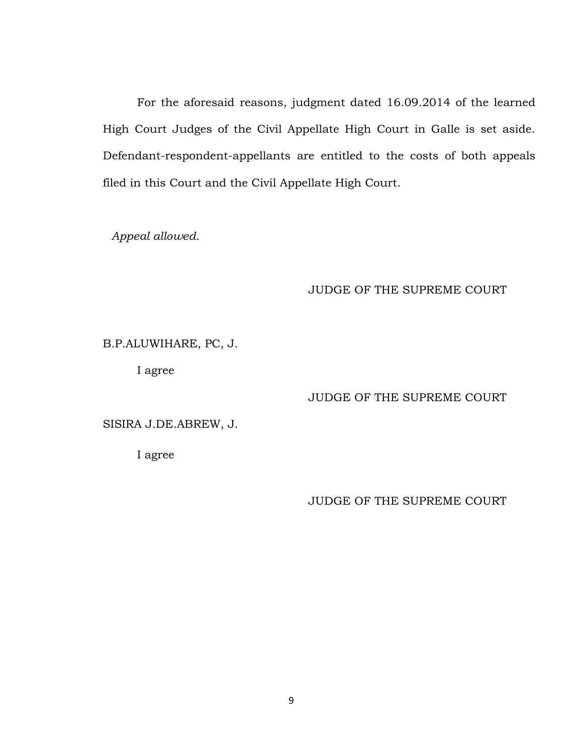For the aforesaid reasons, judgment dated 16.09.2014 of the learned High Court Judges of the Civil Appellate High Court in Galle is set aside. Defendant-respondent-appellants are entitled to the costs of both appeals filed in this Court and the Civil Appellate High Court.

*Appeal allowed.*

JUDGE OF THE SUPREME COURT

B.P.ALUWIHARE, PC, J.

I agree

JUDGE OF THE SUPREME COURT

SISIRA J.DE.ABREW, J.

I agree

JUDGE OF THE SUPREME COURT